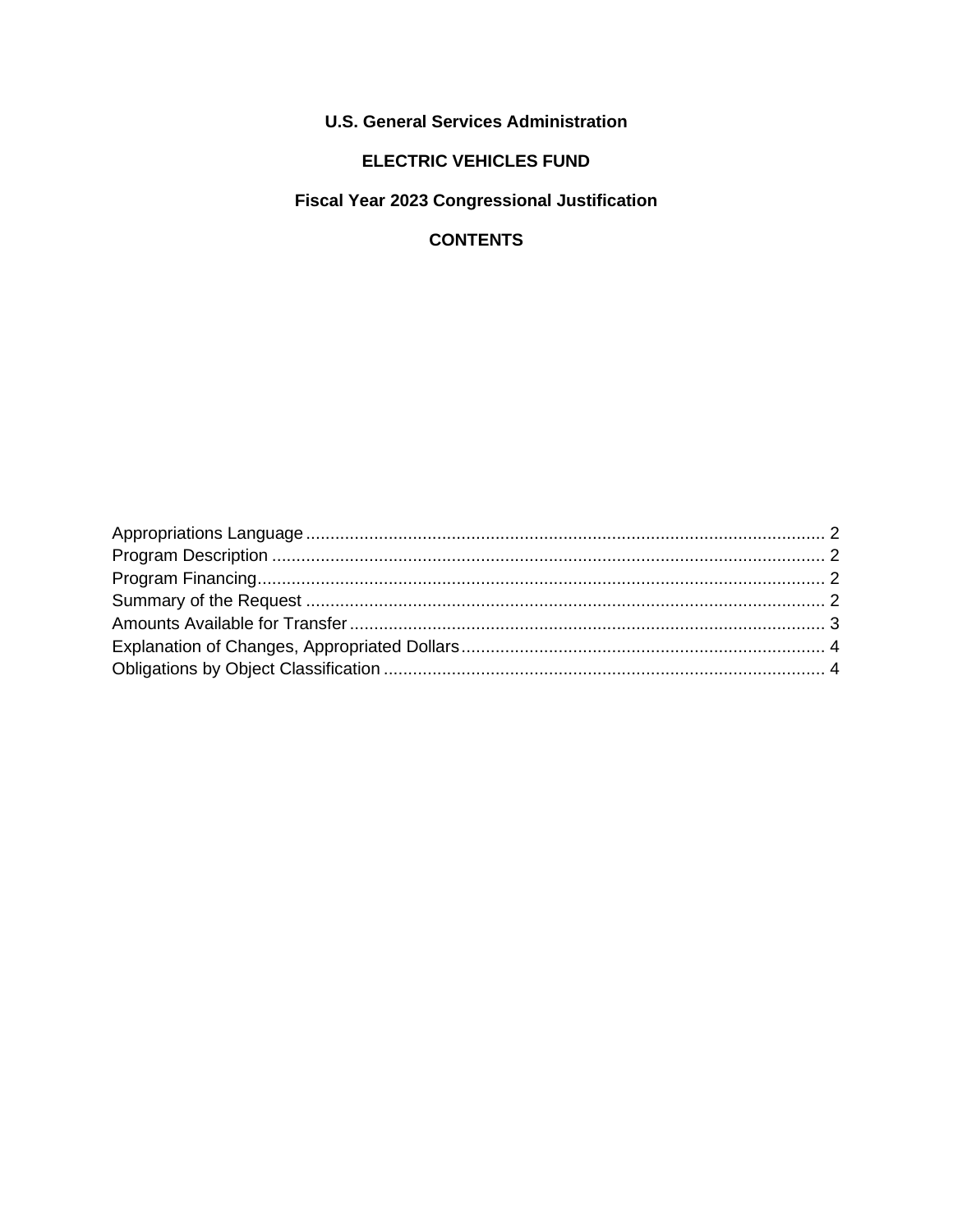# U.S. General Services Administration

## ELECTRIC VEHICLES FUND

## Fiscal Year 2023 Congressional Justification

## CONTENTS

| | |
|---|---|
| Appropriations Language | 2 |
| Program Description | 2 |
| Program Financing | 2 |
| Summary of the Request | 2 |
| Amounts Available for Transfer | 3 |
| Explanation of Changes, Appropriated Dollars | 4 |
| Obligations by Object Classification | 4 |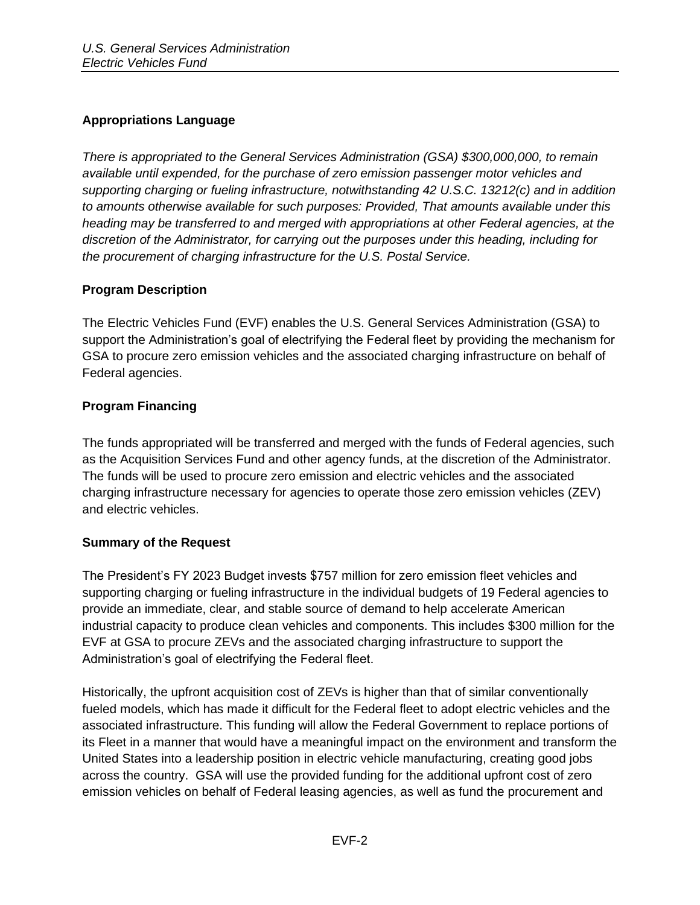## Appropriations Language

*There is appropriated to the General Services Administration (GSA) $300,000,000, to remain available until expended, for the purchase of zero emission passenger motor vehicles and supporting charging or fueling infrastructure, notwithstanding 42 U.S.C. 13212(c) and in addition to amounts otherwise available for such purposes: Provided, That amounts available under this heading may be transferred to and merged with appropriations at other Federal agencies, at the discretion of the Administrator, for carrying out the purposes under this heading, including for the procurement of charging infrastructure for the U.S. Postal Service.*

## Program Description

The Electric Vehicles Fund (EVF) enables the U.S. General Services Administration (GSA) to support the Administration's goal of electrifying the Federal fleet by providing the mechanism for GSA to procure zero emission vehicles and the associated charging infrastructure on behalf of Federal agencies.

## Program Financing

The funds appropriated will be transferred and merged with the funds of Federal agencies, such as the Acquisition Services Fund and other agency funds, at the discretion of the Administrator. The funds will be used to procure zero emission and electric vehicles and the associated charging infrastructure necessary for agencies to operate those zero emission vehicles (ZEV) and electric vehicles.

## Summary of the Request

The President's FY 2023 Budget invests $757 million for zero emission fleet vehicles and supporting charging or fueling infrastructure in the individual budgets of 19 Federal agencies to provide an immediate, clear, and stable source of demand to help accelerate American industrial capacity to produce clean vehicles and components. This includes $300 million for the EVF at GSA to procure ZEVs and the associated charging infrastructure to support the Administration's goal of electrifying the Federal fleet.

Historically, the upfront acquisition cost of ZEVs is higher than that of similar conventionally fueled models, which has made it difficult for the Federal fleet to adopt electric vehicles and the associated infrastructure. This funding will allow the Federal Government to replace portions of its Fleet in a manner that would have a meaningful impact on the environment and transform the United States into a leadership position in electric vehicle manufacturing, creating good jobs across the country. GSA will use the provided funding for the additional upfront cost of zero emission vehicles on behalf of Federal leasing agencies, as well as fund the procurement and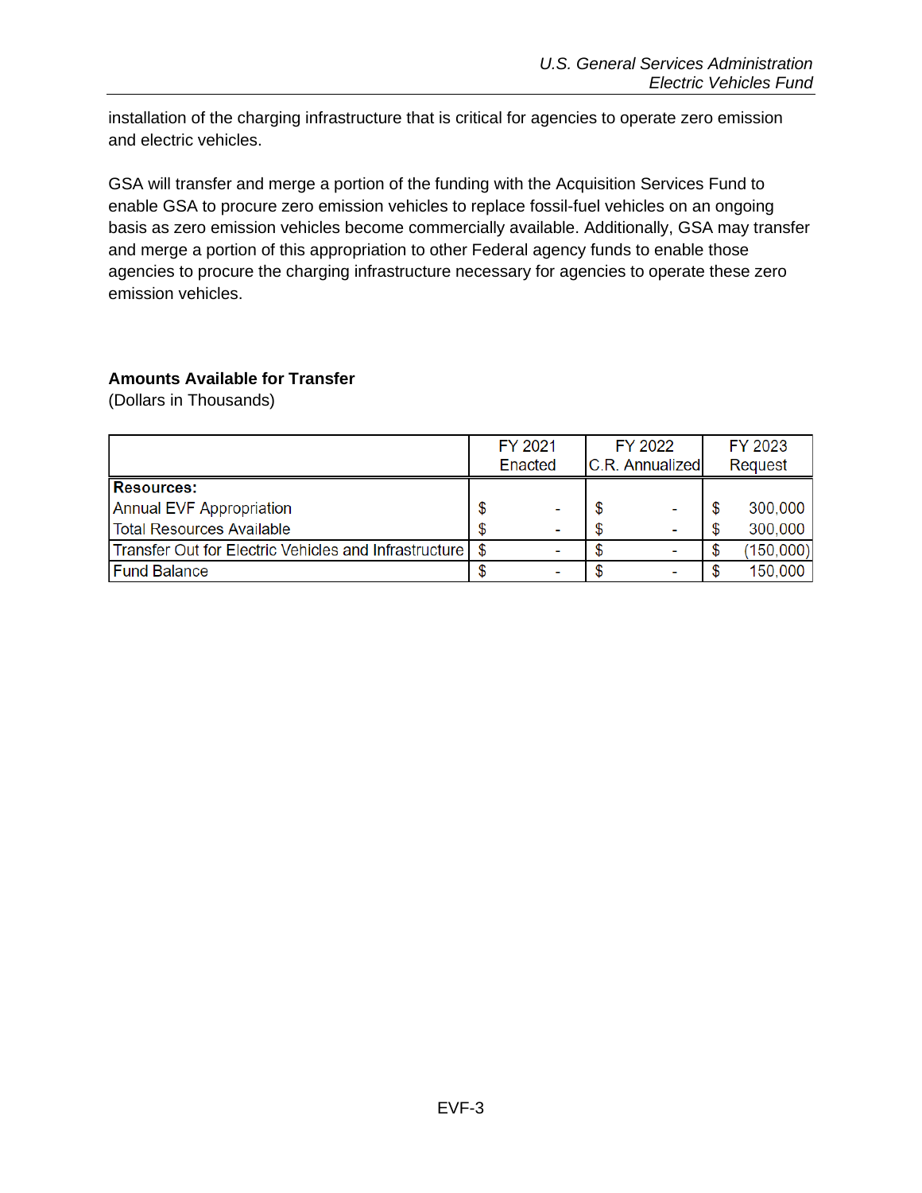installation of the charging infrastructure that is critical for agencies to operate zero emission and electric vehicles.

GSA will transfer and merge a portion of the funding with the Acquisition Services Fund to enable GSA to procure zero emission vehicles to replace fossil-fuel vehicles on an ongoing basis as zero emission vehicles become commercially available. Additionally, GSA may transfer and merge a portion of this appropriation to other Federal agency funds to enable those agencies to procure the charging infrastructure necessary for agencies to operate these zero emission vehicles.

**Amounts Available for Transfer**

(Dollars in Thousands)

| | FY 2021 Enacted | FY 2022 C.R. Annualized | FY 2023 Request |
|---|---|---|---|
| **Resources:** | | | |
| Annual EVF Appropriation | $ - | $ - | $ 300,000 |
| Total Resources Available | $ - | $ - | $ 300,000 |
| Transfer Out for Electric Vehicles and Infrastructure | $ - | $ - | $ (150,000) |
| Fund Balance | $ - | $ - | $ 150,000 |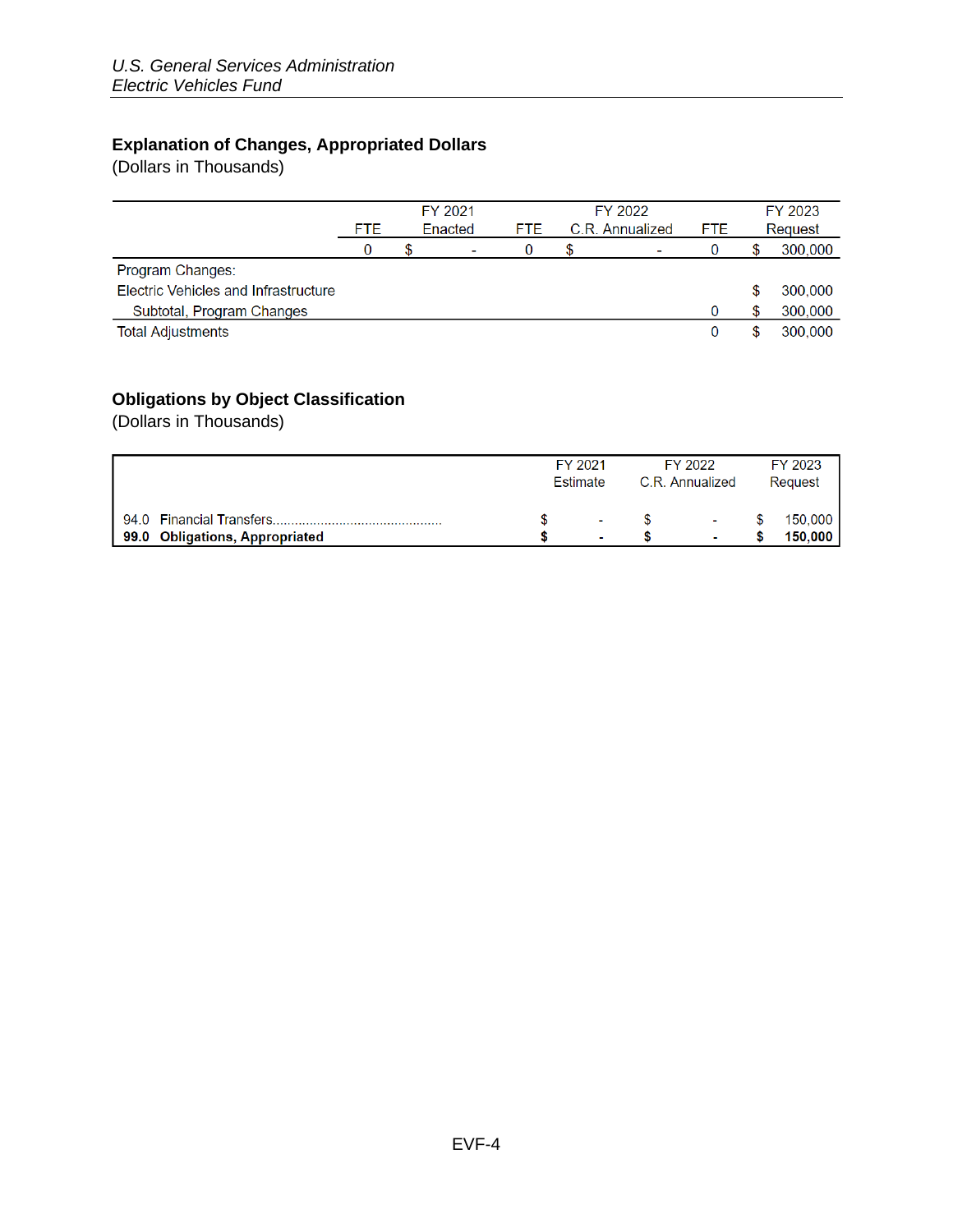## Explanation of Changes, Appropriated Dollars

(Dollars in Thousands)

| | FTE | FY 2021 Enacted | FTE | FY 2022 C.R. Annualized | FTE | FY 2023 Request |
|---|---|---|---|---|---|---|
| | 0 | $ - | 0 | $ - | 0 | $ 300,000 |
| Program Changes: | | | | | | |
| Electric Vehicles and Infrastructure | | | | | | $ 300,000 |
| Subtotal, Program Changes | | | | | 0 | $ 300,000 |
| Total Adjustments | | | | | 0 | $ 300,000 |

## Obligations by Object Classification

(Dollars in Thousands)

| | FY 2021 Estimate | FY 2022 C.R. Annualized | FY 2023 Request |
|---|---|---|---|
| 94.0 Financial Transfers............................................. | $ - | $ - | $ 150,000 |
| **99.0 Obligations, Appropriated** | **$ -** | **$ -** | **$ 150,000** |